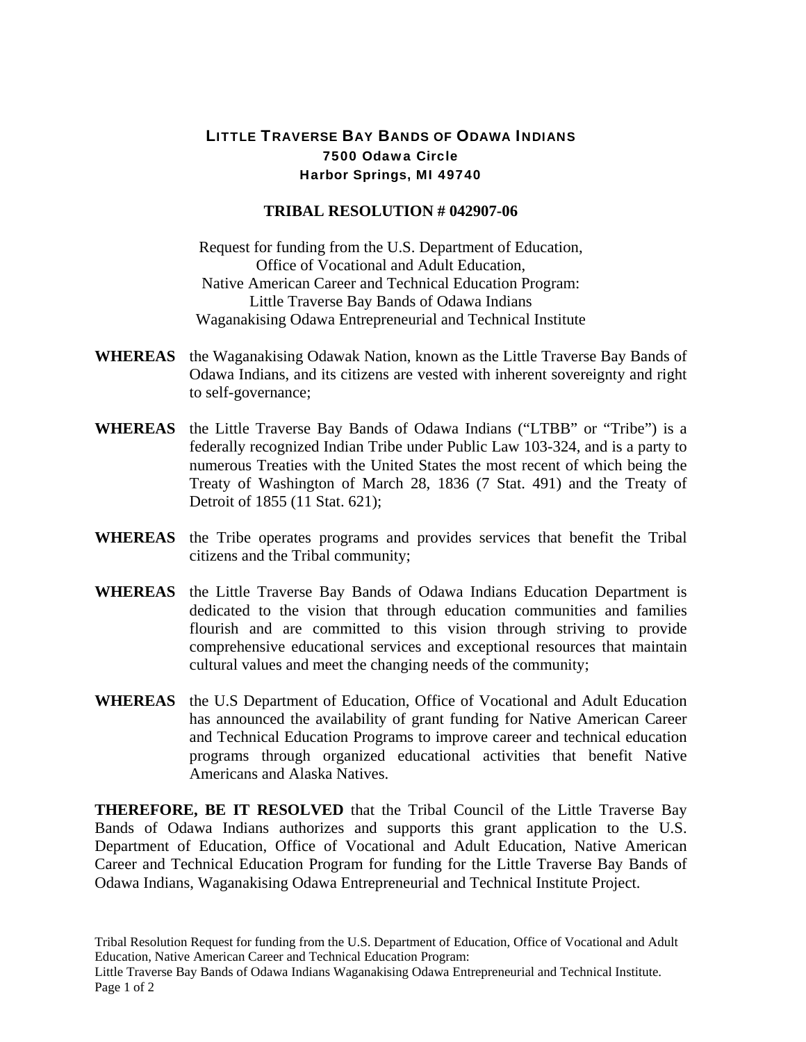**LITTLE TRAVERSE BAY BANDS OF ODAWA INDIANS**
**7500 Odawa Circle**
**Harbor Springs, MI 49740**

# TRIBAL RESOLUTION # 042907-06

Request for funding from the U.S. Department of Education,
Office of Vocational and Adult Education,
Native American Career and Technical Education Program:
Little Traverse Bay Bands of Odawa Indians
Waganakising Odawa Entrepreneurial and Technical Institute

**WHEREAS** the Waganakising Odawak Nation, known as the Little Traverse Bay Bands of Odawa Indians, and its citizens are vested with inherent sovereignty and right to self-governance;

**WHEREAS** the Little Traverse Bay Bands of Odawa Indians ("LTBB" or "Tribe") is a federally recognized Indian Tribe under Public Law 103-324, and is a party to numerous Treaties with the United States the most recent of which being the Treaty of Washington of March 28, 1836 (7 Stat. 491) and the Treaty of Detroit of 1855 (11 Stat. 621);

**WHEREAS** the Tribe operates programs and provides services that benefit the Tribal citizens and the Tribal community;

**WHEREAS** the Little Traverse Bay Bands of Odawa Indians Education Department is dedicated to the vision that through education communities and families flourish and are committed to this vision through striving to provide comprehensive educational services and exceptional resources that maintain cultural values and meet the changing needs of the community;

**WHEREAS** the U.S Department of Education, Office of Vocational and Adult Education has announced the availability of grant funding for Native American Career and Technical Education Programs to improve career and technical education programs through organized educational activities that benefit Native Americans and Alaska Natives.

**THEREFORE, BE IT RESOLVED** that the Tribal Council of the Little Traverse Bay Bands of Odawa Indians authorizes and supports this grant application to the U.S. Department of Education, Office of Vocational and Adult Education, Native American Career and Technical Education Program for funding for the Little Traverse Bay Bands of Odawa Indians, Waganakising Odawa Entrepreneurial and Technical Institute Project.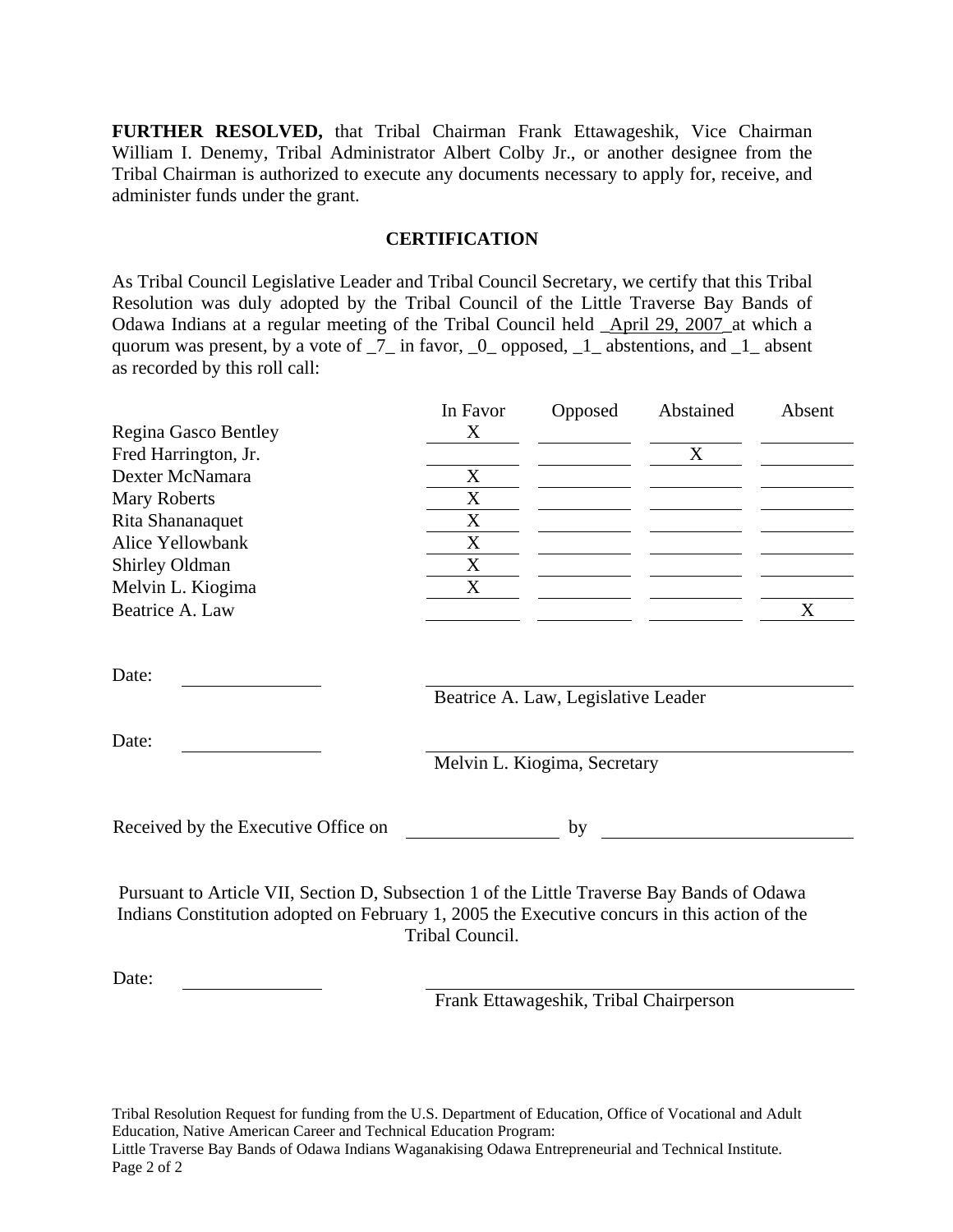**FURTHER RESOLVED,** that Tribal Chairman Frank Ettawageshik, Vice Chairman William I. Denemy, Tribal Administrator Albert Colby Jr., or another designee from the Tribal Chairman is authorized to execute any documents necessary to apply for, receive, and administer funds under the grant.

## CERTIFICATION

As Tribal Council Legislative Leader and Tribal Council Secretary, we certify that this Tribal Resolution was duly adopted by the Tribal Council of the Little Traverse Bay Bands of Odawa Indians at a regular meeting of the Tribal Council held _April 29, 2007_at which a quorum was present, by a vote of _7_ in favor, _0_ opposed, _1_ abstentions, and _1_ absent as recorded by this roll call:

| | In Favor | Opposed | Abstained | Absent |
|---|---|---|---|---|
| Regina Gasco Bentley | X | | | |
| Fred Harrington, Jr. | | | X | |
| Dexter McNamara | X | | | |
| Mary Roberts | X | | | |
| Rita Shananaquet | X | | | |
| Alice Yellowbank | X | | | |
| Shirley Oldman | X | | | |
| Melvin L. Kiogima | X | | | |
| Beatrice A. Law | | | | X |

Date: ______________ ______________________________
Beatrice A. Law, Legislative Leader

Date: ______________ ______________________________
Melvin L. Kiogima, Secretary

Received by the Executive Office on ______________ by ______________________

Pursuant to Article VII, Section D, Subsection 1 of the Little Traverse Bay Bands of Odawa Indians Constitution adopted on February 1, 2005 the Executive concurs in this action of the Tribal Council.

Date: ______________ ______________________________
Frank Ettawageshik, Tribal Chairperson

Tribal Resolution Request for funding from the U.S. Department of Education, Office of Vocational and Adult Education, Native American Career and Technical Education Program:
Little Traverse Bay Bands of Odawa Indians Waganakising Odawa Entrepreneurial and Technical Institute.